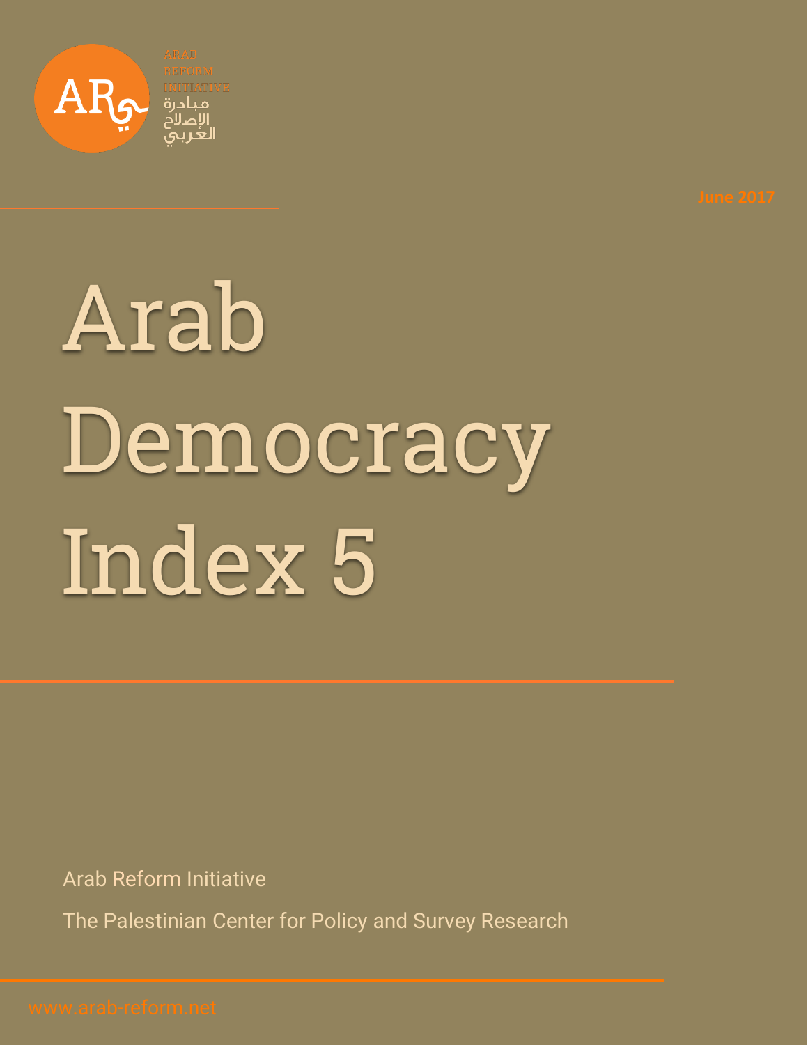ARAB REFORM INITIATIVE

مبادرة الإصلاح العربي

June 2017

# Arab Democracy Index 5

Arab Reform Initiative

The Palestinian Center for Policy and Survey Research

www.arab-reform.net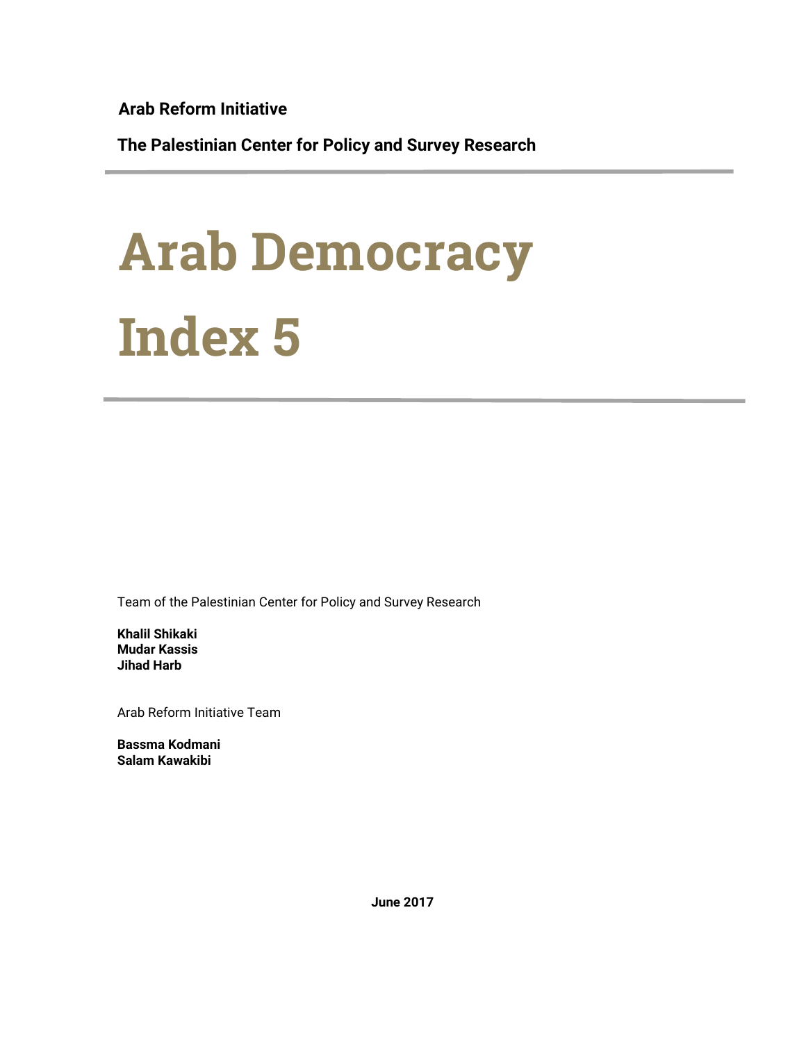**Arab Reform Initiative**

**The Palestinian Center for Policy and Survey Research**

---

# Arab Democracy Index 5

---

Team of the Palestinian Center for Policy and Survey Research

**Khalil Shikaki**
**Mudar Kassis**
**Jihad Harb**

Arab Reform Initiative Team

**Bassma Kodmani**
**Salam Kawakibi**

**June 2017**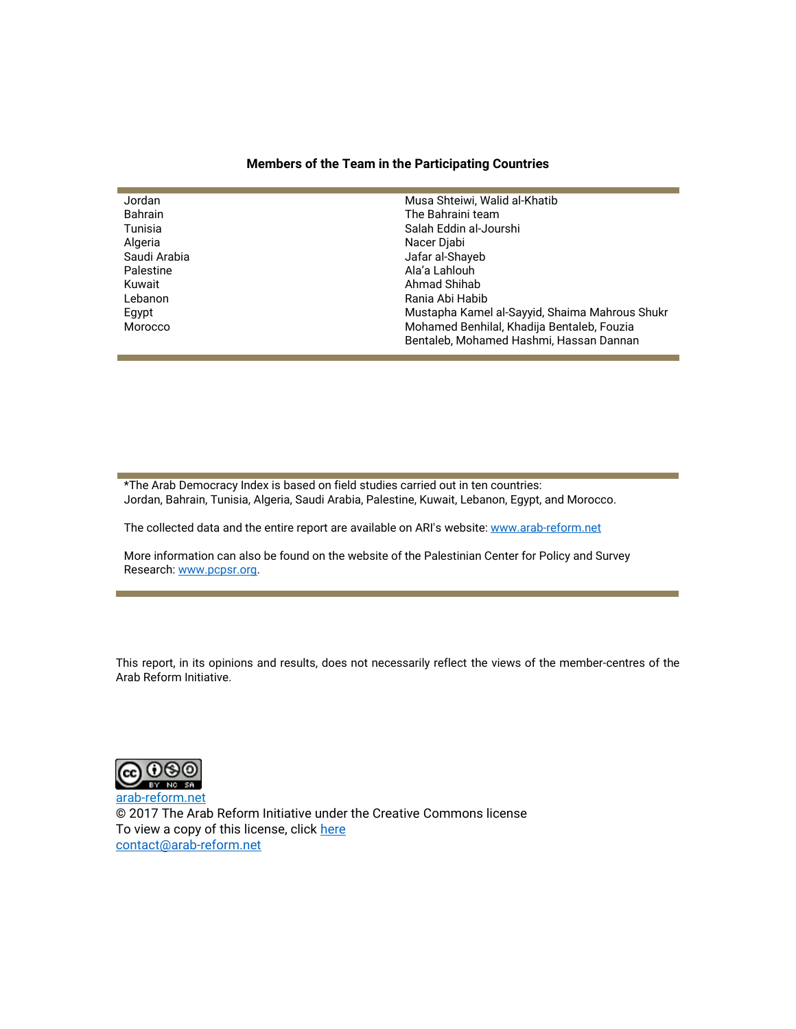**Members of the Team in the Participating Countries**

| Country | Team Members |
|---|---|
| Jordan | Musa Shteiwi, Walid al-Khatib |
| Bahrain | The Bahraini team |
| Tunisia | Salah Eddin al-Jourshi |
| Algeria | Nacer Djabi |
| Saudi Arabia | Jafar al-Shayeb |
| Palestine | Ala'a Lahlouh |
| Kuwait | Ahmad Shihab |
| Lebanon | Rania Abi Habib |
| Egypt | Mustapha Kamel al-Sayyid, Shaima Mahrous Shukr |
| Morocco | Mohamed Benhilal, Khadija Bentaleb, Fouzia Bentaleb, Mohamed Hashmi, Hassan Dannan |

*The Arab Democracy Index is based on field studies carried out in ten countries: Jordan, Bahrain, Tunisia, Algeria, Saudi Arabia, Palestine, Kuwait, Lebanon, Egypt, and Morocco.

The collected data and the entire report are available on ARI's website: www.arab-reform.net

More information can also be found on the website of the Palestinian Center for Policy and Survey Research: www.pcpsr.org.

This report, in its opinions and results, does not necessarily reflect the views of the member-centres of the Arab Reform Initiative.

arab-reform.net
© 2017 The Arab Reform Initiative under the Creative Commons license
To view a copy of this license, click here
contact@arab-reform.net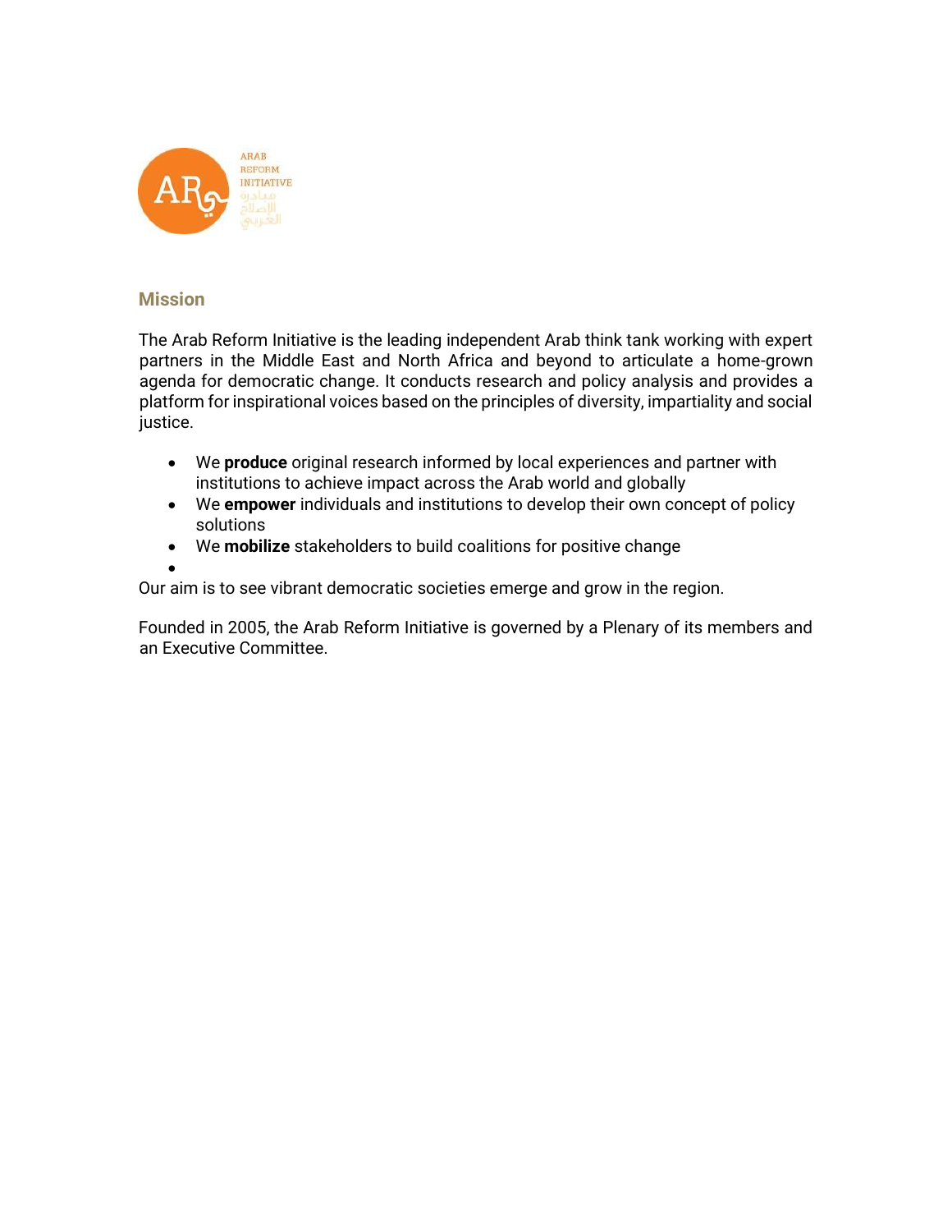## Mission

The Arab Reform Initiative is the leading independent Arab think tank working with expert partners in the Middle East and North Africa and beyond to articulate a home-grown agenda for democratic change. It conducts research and policy analysis and provides a platform for inspirational voices based on the principles of diversity, impartiality and social justice.

- We **produce** original research informed by local experiences and partner with institutions to achieve impact across the Arab world and globally
- We **empower** individuals and institutions to develop their own concept of policy solutions
- We **mobilize** stakeholders to build coalitions for positive change

Our aim is to see vibrant democratic societies emerge and grow in the region.

Founded in 2005, the Arab Reform Initiative is governed by a Plenary of its members and an Executive Committee.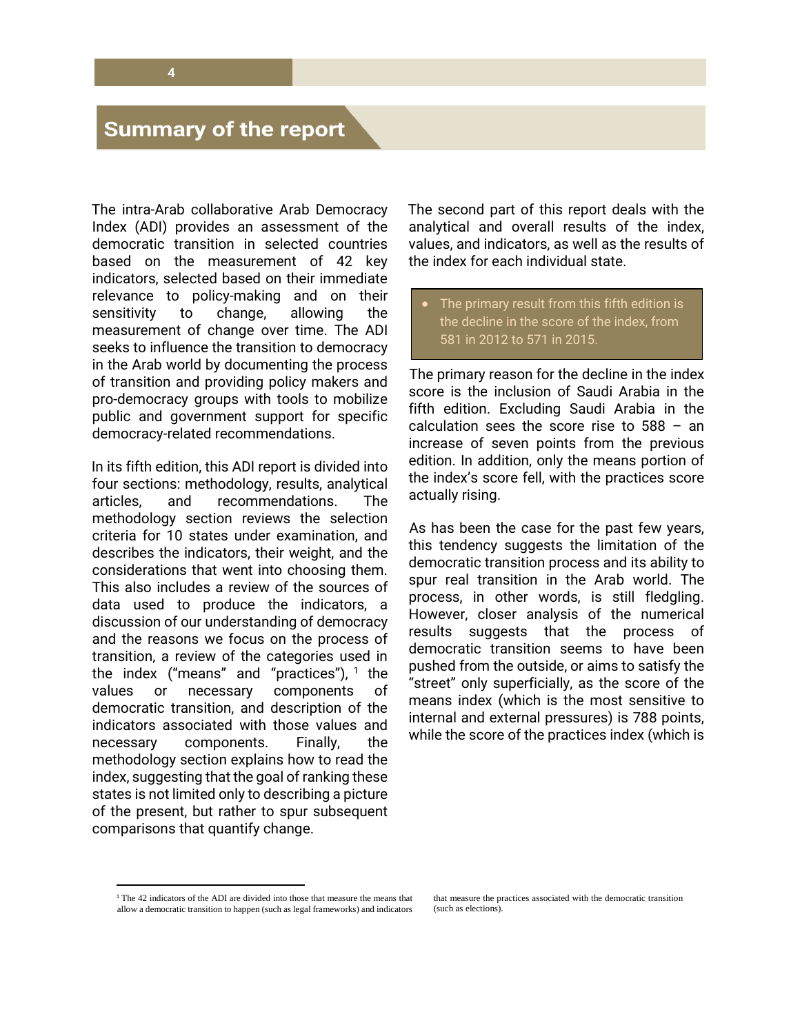# Summary of the report

The intra-Arab collaborative Arab Democracy Index (ADI) provides an assessment of the democratic transition in selected countries based on the measurement of 42 key indicators, selected based on their immediate relevance to policy-making and on their sensitivity to change, allowing the measurement of change over time. The ADI seeks to influence the transition to democracy in the Arab world by documenting the process of transition and providing policy makers and pro-democracy groups with tools to mobilize public and government support for specific democracy-related recommendations.

In its fifth edition, this ADI report is divided into four sections: methodology, results, analytical articles, and recommendations. The methodology section reviews the selection criteria for 10 states under examination, and describes the indicators, their weight, and the considerations that went into choosing them. This also includes a review of the sources of data used to produce the indicators, a discussion of our understanding of democracy and the reasons we focus on the process of transition, a review of the categories used in the index ("means" and "practices"), [1] the values or necessary components of democratic transition, and description of the indicators associated with those values and necessary components. Finally, the methodology section explains how to read the index, suggesting that the goal of ranking these states is not limited only to describing a picture of the present, but rather to spur subsequent comparisons that quantify change.

The second part of this report deals with the analytical and overall results of the index, values, and indicators, as well as the results of the index for each individual state.

- The primary result from this fifth edition is the decline in the score of the index, from 581 in 2012 to 571 in 2015.

The primary reason for the decline in the index score is the inclusion of Saudi Arabia in the fifth edition. Excluding Saudi Arabia in the calculation sees the score rise to 588 – an increase of seven points from the previous edition. In addition, only the means portion of the index's score fell, with the practices score actually rising.

As has been the case for the past few years, this tendency suggests the limitation of the democratic transition process and its ability to spur real transition in the Arab world. The process, in other words, is still fledgling. However, closer analysis of the numerical results suggests that the process of democratic transition seems to have been pushed from the outside, or aims to satisfy the "street" only superficially, as the score of the means index (which is the most sensitive to internal and external pressures) is 788 points, while the score of the practices index (which is

[1] The 42 indicators of the ADI are divided into those that measure the means that allow a democratic transition to happen (such as legal frameworks) and indicators that measure the practices associated with the democratic transition (such as elections).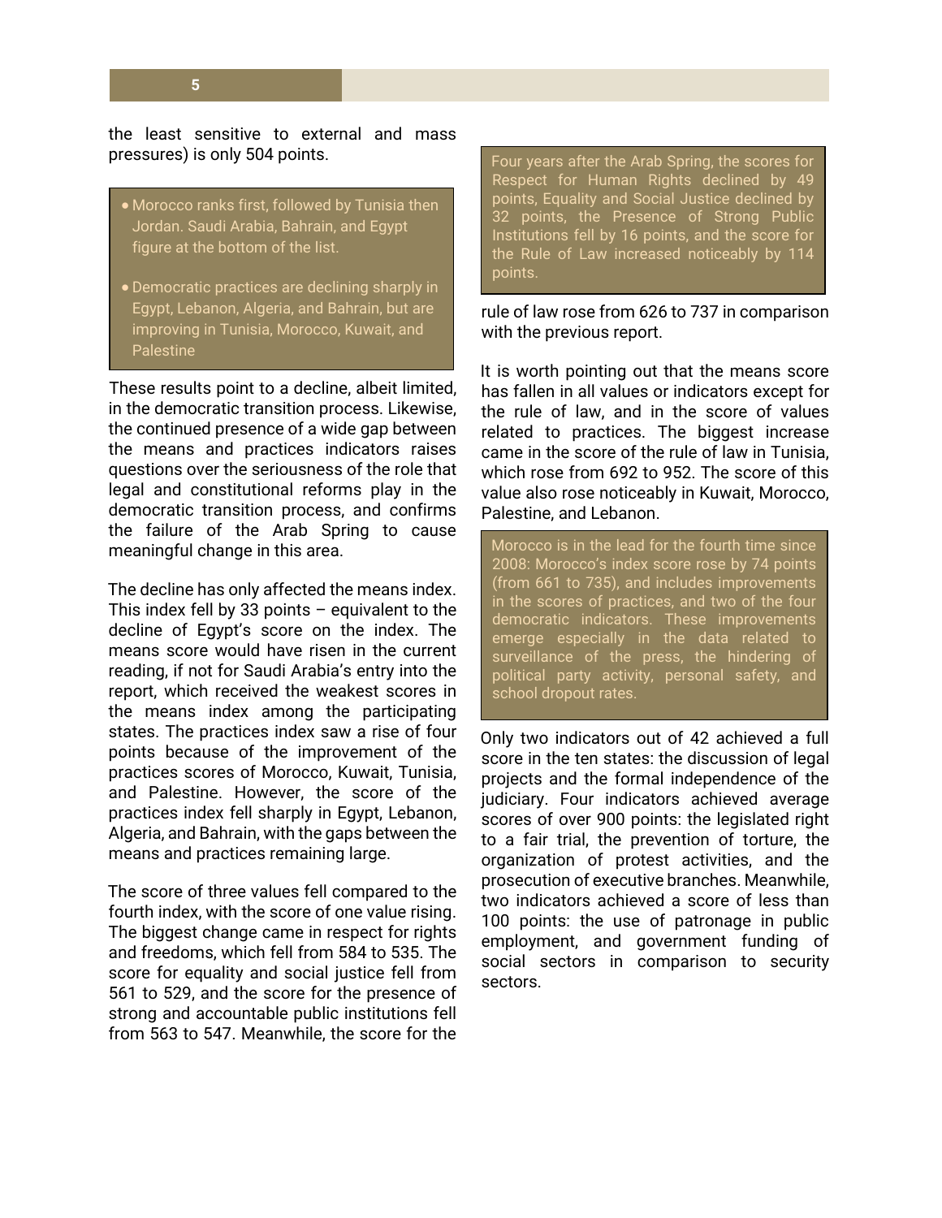the least sensitive to external and mass pressures) is only 504 points.

> - Morocco ranks first, followed by Tunisia then Jordan. Saudi Arabia, Bahrain, and Egypt figure at the bottom of the list.
> - Democratic practices are declining sharply in Egypt, Lebanon, Algeria, and Bahrain, but are improving in Tunisia, Morocco, Kuwait, and Palestine

These results point to a decline, albeit limited, in the democratic transition process. Likewise, the continued presence of a wide gap between the means and practices indicators raises questions over the seriousness of the role that legal and constitutional reforms play in the democratic transition process, and confirms the failure of the Arab Spring to cause meaningful change in this area.

The decline has only affected the means index. This index fell by 33 points – equivalent to the decline of Egypt's score on the index. The means score would have risen in the current reading, if not for Saudi Arabia's entry into the report, which received the weakest scores in the means index among the participating states. The practices index saw a rise of four points because of the improvement of the practices scores of Morocco, Kuwait, Tunisia, and Palestine. However, the score of the practices index fell sharply in Egypt, Lebanon, Algeria, and Bahrain, with the gaps between the means and practices remaining large.

The score of three values fell compared to the fourth index, with the score of one value rising. The biggest change came in respect for rights and freedoms, which fell from 584 to 535. The score for equality and social justice fell from 561 to 529, and the score for the presence of strong and accountable public institutions fell from 563 to 547. Meanwhile, the score for the

> Four years after the Arab Spring, the scores for Respect for Human Rights declined by 49 points, Equality and Social Justice declined by 32 points, the Presence of Strong Public Institutions fell by 16 points, and the score for the Rule of Law increased noticeably by 114 points.

rule of law rose from 626 to 737 in comparison with the previous report.

It is worth pointing out that the means score has fallen in all values or indicators except for the rule of law, and in the score of values related to practices. The biggest increase came in the score of the rule of law in Tunisia, which rose from 692 to 952. The score of this value also rose noticeably in Kuwait, Morocco, Palestine, and Lebanon.

> Morocco is in the lead for the fourth time since 2008: Morocco's index score rose by 74 points (from 661 to 735), and includes improvements in the scores of practices, and two of the four democratic indicators. These improvements emerge especially in the data related to surveillance of the press, the hindering of political party activity, personal safety, and school dropout rates.

Only two indicators out of 42 achieved a full score in the ten states: the discussion of legal projects and the formal independence of the judiciary. Four indicators achieved average scores of over 900 points: the legislated right to a fair trial, the prevention of torture, the organization of protest activities, and the prosecution of executive branches. Meanwhile, two indicators achieved a score of less than 100 points: the use of patronage in public employment, and government funding of social sectors in comparison to security sectors.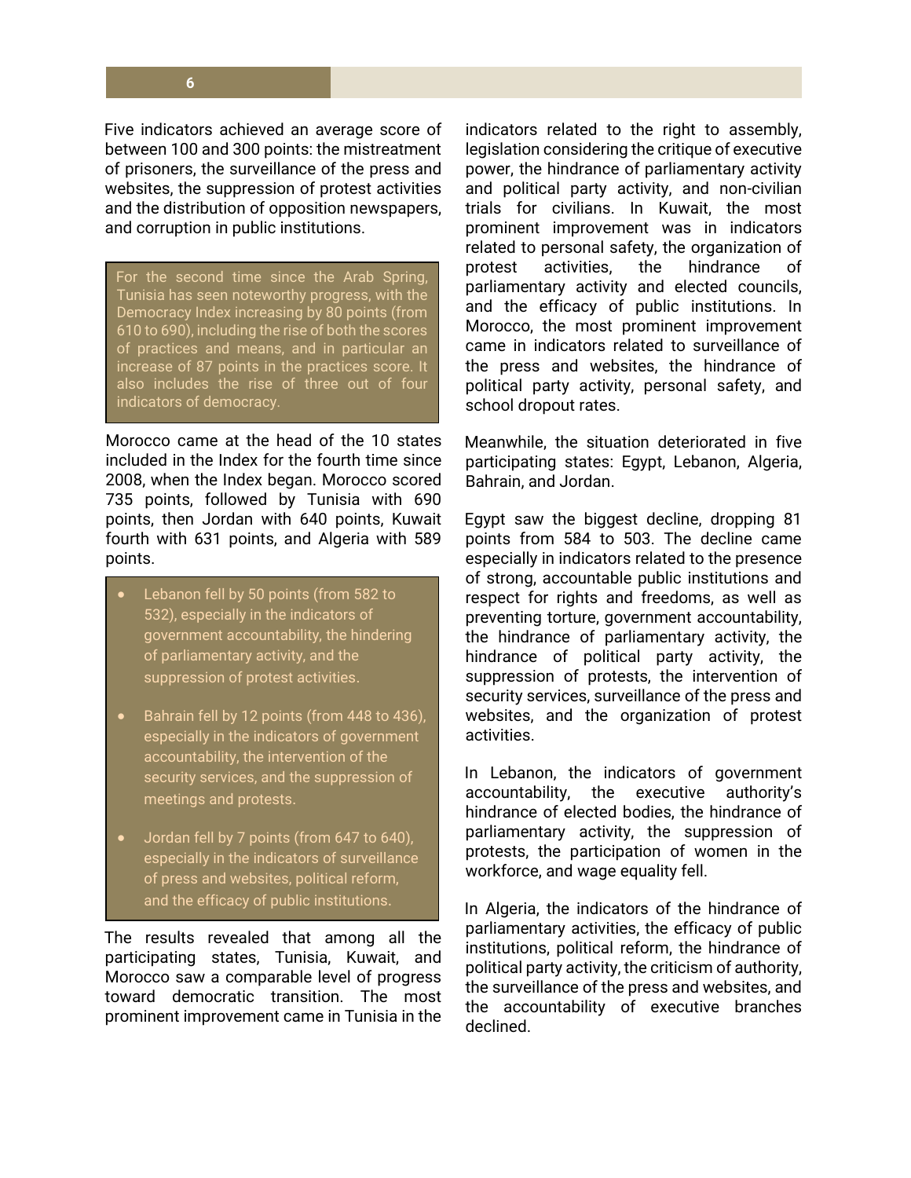Five indicators achieved an average score of between 100 and 300 points: the mistreatment of prisoners, the surveillance of the press and websites, the suppression of protest activities and the distribution of opposition newspapers, and corruption in public institutions.

> For the second time since the Arab Spring, Tunisia has seen noteworthy progress, with the Democracy Index increasing by 80 points (from 610 to 690), including the rise of both the scores of practices and means, and in particular an increase of 87 points in the practices score. It also includes the rise of three out of four indicators of democracy.

Morocco came at the head of the 10 states included in the Index for the fourth time since 2008, when the Index began. Morocco scored 735 points, followed by Tunisia with 690 points, then Jordan with 640 points, Kuwait fourth with 631 points, and Algeria with 589 points.

> - Lebanon fell by 50 points (from 582 to 532), especially in the indicators of government accountability, the hindering of parliamentary activity, and the suppression of protest activities.
> - Bahrain fell by 12 points (from 448 to 436), especially in the indicators of government accountability, the intervention of the security services, and the suppression of meetings and protests.
> - Jordan fell by 7 points (from 647 to 640), especially in the indicators of surveillance of press and websites, political reform, and the efficacy of public institutions.

The results revealed that among all the participating states, Tunisia, Kuwait, and Morocco saw a comparable level of progress toward democratic transition. The most prominent improvement came in Tunisia in the indicators related to the right to assembly, legislation considering the critique of executive power, the hindrance of parliamentary activity and political party activity, and non-civilian trials for civilians. In Kuwait, the most prominent improvement was in indicators related to personal safety, the organization of protest activities, the hindrance of parliamentary activity and elected councils, and the efficacy of public institutions. In Morocco, the most prominent improvement came in indicators related to surveillance of the press and websites, the hindrance of political party activity, personal safety, and school dropout rates.

Meanwhile, the situation deteriorated in five participating states: Egypt, Lebanon, Algeria, Bahrain, and Jordan.

Egypt saw the biggest decline, dropping 81 points from 584 to 503. The decline came especially in indicators related to the presence of strong, accountable public institutions and respect for rights and freedoms, as well as preventing torture, government accountability, the hindrance of parliamentary activity, the hindrance of political party activity, the suppression of protests, the intervention of security services, surveillance of the press and websites, and the organization of protest activities.

In Lebanon, the indicators of government accountability, the executive authority's hindrance of elected bodies, the hindrance of parliamentary activity, the suppression of protests, the participation of women in the workforce, and wage equality fell.

In Algeria, the indicators of the hindrance of parliamentary activities, the efficacy of public institutions, political reform, the hindrance of political party activity, the criticism of authority, the surveillance of the press and websites, and the accountability of executive branches declined.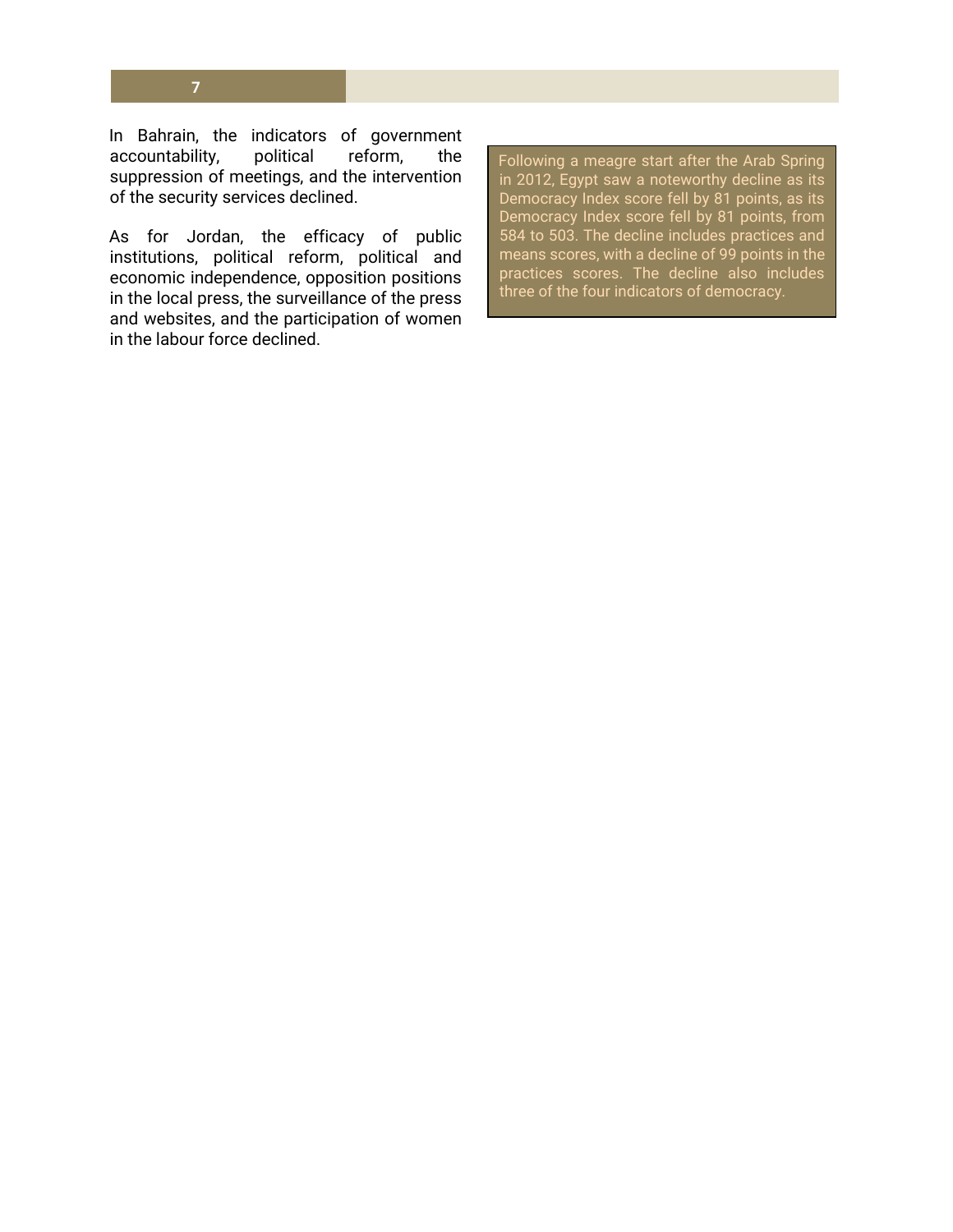In Bahrain, the indicators of government accountability, political reform, the suppression of meetings, and the intervention of the security services declined.

As for Jordan, the efficacy of public institutions, political reform, political and economic independence, opposition positions in the local press, the surveillance of the press and websites, and the participation of women in the labour force declined.

> Following a meagre start after the Arab Spring in 2012, Egypt saw a noteworthy decline as its Democracy Index score fell by 81 points, as its Democracy Index score fell by 81 points, from 584 to 503. The decline includes practices and means scores, with a decline of 99 points in the practices scores. The decline also includes three of the four indicators of democracy.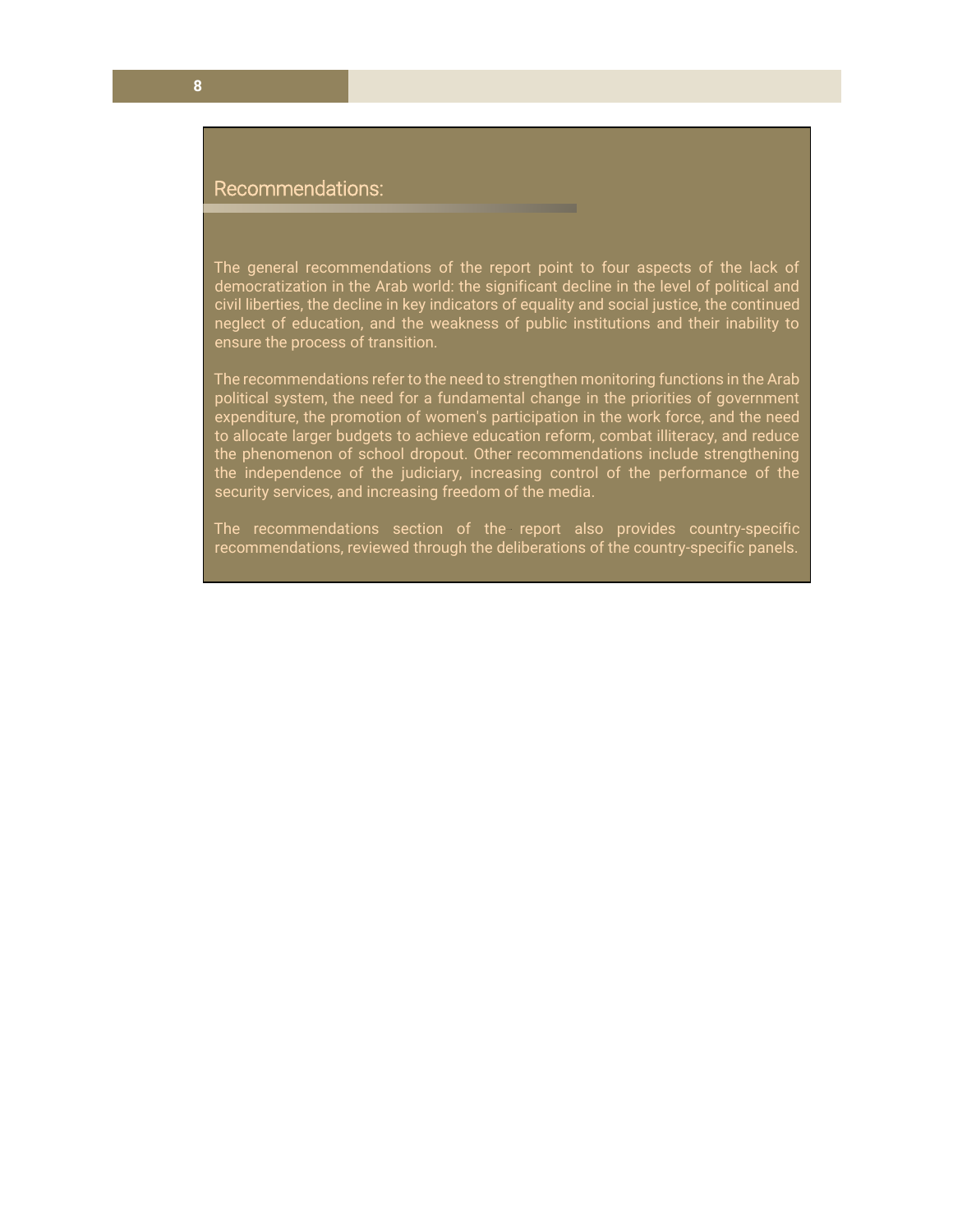## Recommendations:

The general recommendations of the report point to four aspects of the lack of democratization in the Arab world: the significant decline in the level of political and civil liberties, the decline in key indicators of equality and social justice, the continued neglect of education, and the weakness of public institutions and their inability to ensure the process of transition.

The recommendations refer to the need to strengthen monitoring functions in the Arab political system, the need for a fundamental change in the priorities of government expenditure, the promotion of women's participation in the work force, and the need to allocate larger budgets to achieve education reform, combat illiteracy, and reduce the phenomenon of school dropout. Other recommendations include strengthening the independence of the judiciary, increasing control of the performance of the security services, and increasing freedom of the media.

The recommendations section of the report also provides country-specific recommendations, reviewed through the deliberations of the country-specific panels.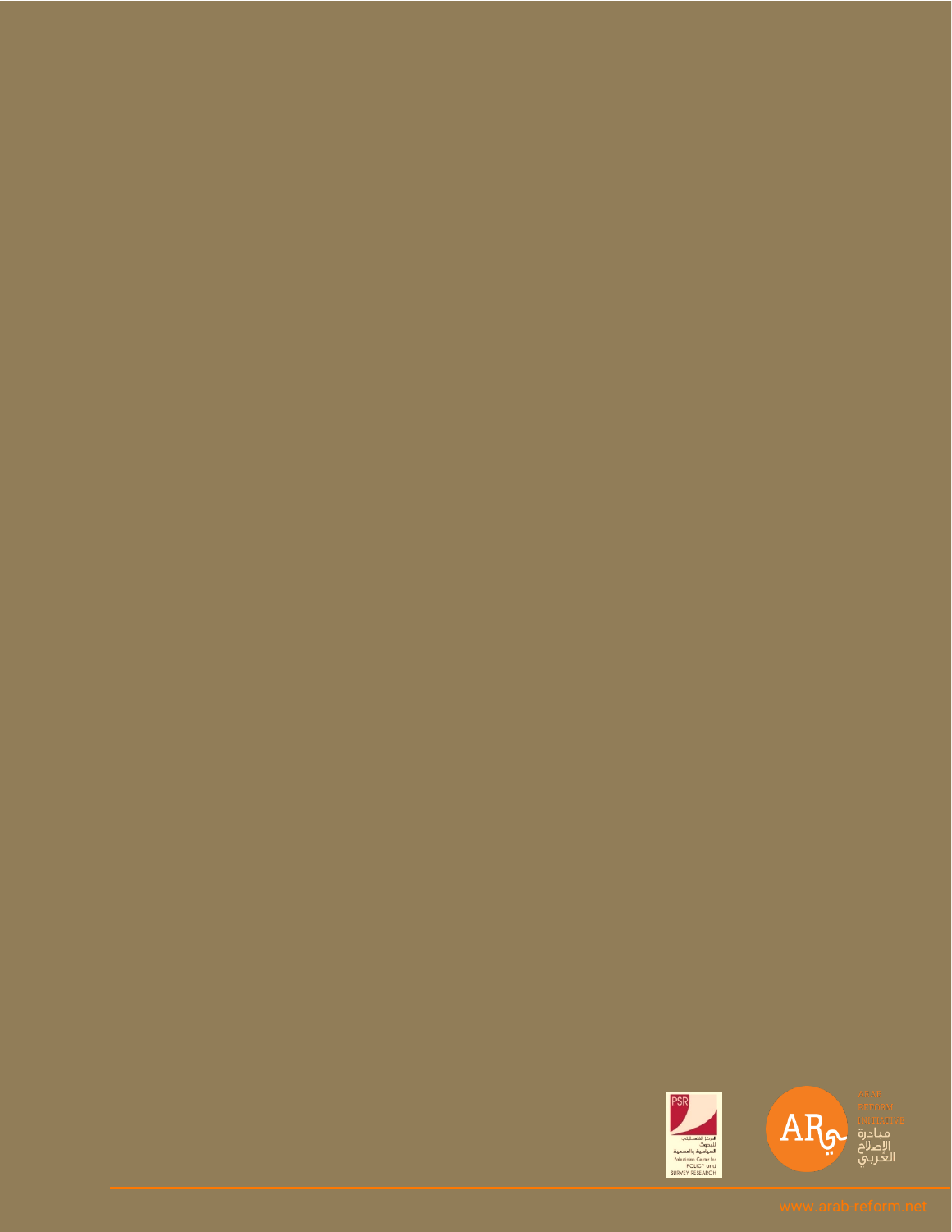المركز الفلسطيني للبحوث السياسية والمسحية
Palestinian Center for POLICY and SURVEY RESEARCH

ARAB REFORM INITIATIVE
مبادرة الإصلاح العربي

www.arab-reform.net